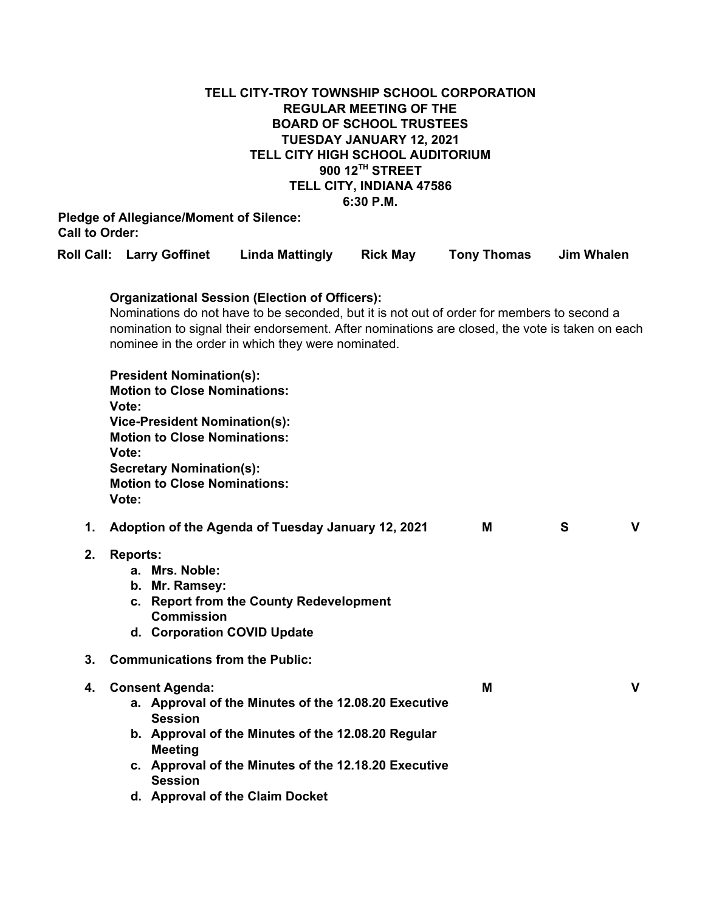**TELL CITY-TROY TOWNSHIP SCHOOL CORPORATION**
**REGULAR MEETING OF THE**
**BOARD OF SCHOOL TRUSTEES**
**TUESDAY JANUARY 12, 2021**
**TELL CITY HIGH SCHOOL AUDITORIUM**
**900 12TH STREET**
**TELL CITY, INDIANA 47586**
**6:30 P.M.**

**Pledge of Allegiance/Moment of Silence:**
**Call to Order:**

**Roll Call: Larry Goffinet Linda Mattingly Rick May Tony Thomas Jim Whalen**

**Organizational Session (Election of Officers):**
Nominations do not have to be seconded, but it is not out of order for members to second a nomination to signal their endorsement. After nominations are closed, the vote is taken on each nominee in the order in which they were nominated.

**President Nomination(s):**
**Motion to Close Nominations:**
**Vote:**
**Vice-President Nomination(s):**
**Motion to Close Nominations:**
**Vote:**
**Secretary Nomination(s):**
**Motion to Close Nominations:**
**Vote:**

1. **Adoption of the Agenda of Tuesday January 12, 2021** **M S V**

2. **Reports:**
   a. **Mrs. Noble:**
   b. **Mr. Ramsey:**
   c. **Report from the County Redevelopment Commission**
   d. **Corporation COVID Update**

3. **Communications from the Public:**

4. **Consent Agenda:** **M V**
   a. **Approval of the Minutes of the 12.08.20 Executive Session**
   b. **Approval of the Minutes of the 12.08.20 Regular Meeting**
   c. **Approval of the Minutes of the 12.18.20 Executive Session**
   d. **Approval of the Claim Docket**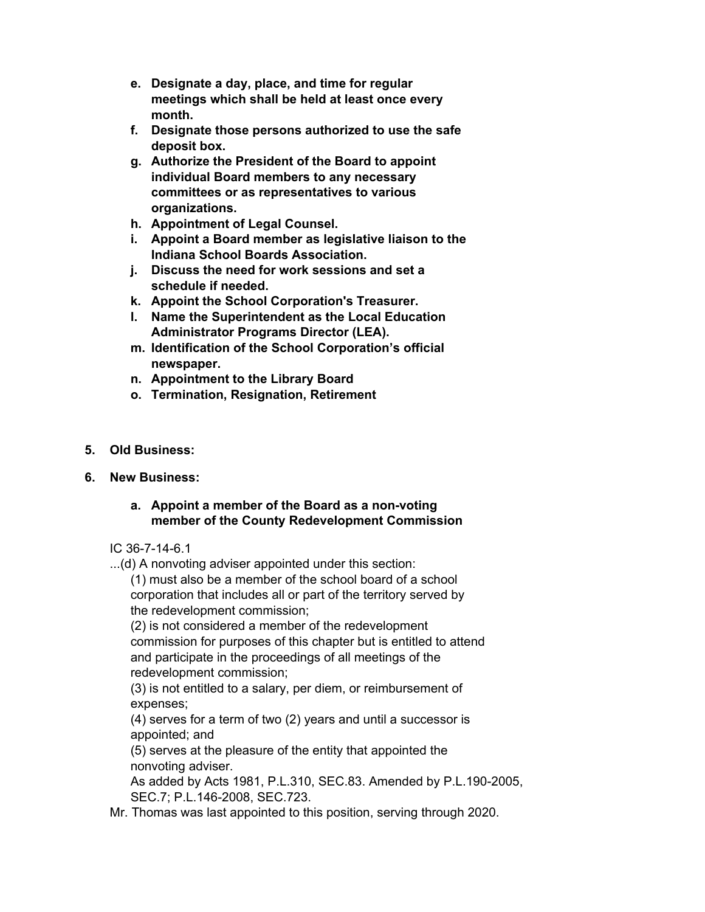- **e. Designate a day, place, and time for regular meetings which shall be held at least once every month.**
- **f. Designate those persons authorized to use the safe deposit box.**
- **g. Authorize the President of the Board to appoint individual Board members to any necessary committees or as representatives to various organizations.**
- **h. Appointment of Legal Counsel.**
- **i. Appoint a Board member as legislative liaison to the Indiana School Boards Association.**
- **j. Discuss the need for work sessions and set a schedule if needed.**
- **k. Appoint the School Corporation's Treasurer.**
- **l. Name the Superintendent as the Local Education Administrator Programs Director (LEA).**
- **m. Identification of the School Corporation's official newspaper.**
- **n. Appointment to the Library Board**
- **o. Termination, Resignation, Retirement**

**5. Old Business:**

**6. New Business:**

- **a. Appoint a member of the Board as a non-voting member of the County Redevelopment Commission**

IC 36-7-14-6.1

...(d) A nonvoting adviser appointed under this section:

(1) must also be a member of the school board of a school corporation that includes all or part of the territory served by the redevelopment commission;

(2) is not considered a member of the redevelopment commission for purposes of this chapter but is entitled to attend and participate in the proceedings of all meetings of the redevelopment commission;

(3) is not entitled to a salary, per diem, or reimbursement of expenses;

(4) serves for a term of two (2) years and until a successor is appointed; and

(5) serves at the pleasure of the entity that appointed the nonvoting adviser.

As added by Acts 1981, P.L.310, SEC.83. Amended by P.L.190-2005, SEC.7; P.L.146-2008, SEC.723.

Mr. Thomas was last appointed to this position, serving through 2020.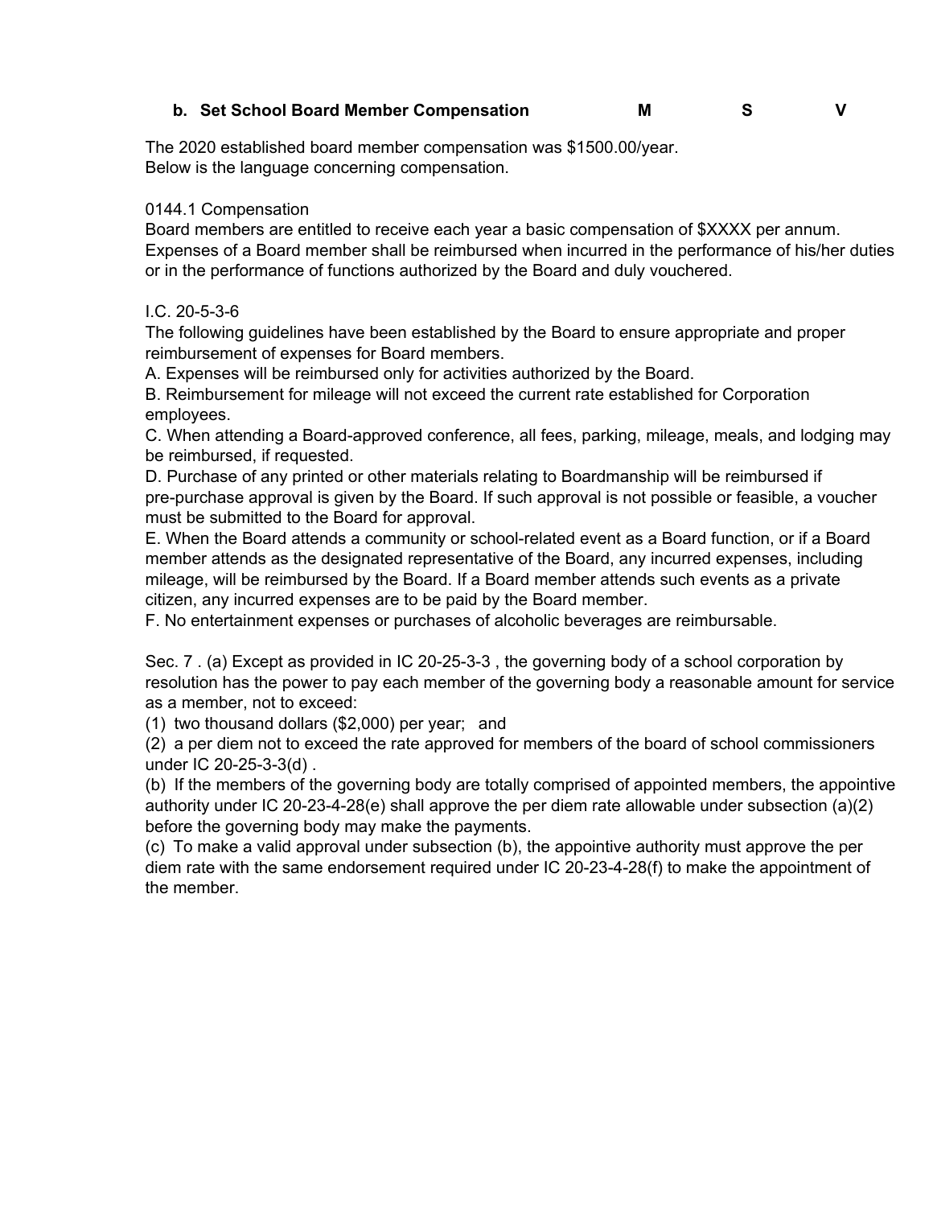**b. Set School Board Member Compensation** **M** **S** **V**

The 2020 established board member compensation was $1500.00/year.
Below is the language concerning compensation.

0144.1 Compensation
Board members are entitled to receive each year a basic compensation of $XXXX per annum. Expenses of a Board member shall be reimbursed when incurred in the performance of his/her duties or in the performance of functions authorized by the Board and duly vouchered.

I.C. 20-5-3-6
The following guidelines have been established by the Board to ensure appropriate and proper reimbursement of expenses for Board members.
A. Expenses will be reimbursed only for activities authorized by the Board.
B. Reimbursement for mileage will not exceed the current rate established for Corporation employees.
C. When attending a Board-approved conference, all fees, parking, mileage, meals, and lodging may be reimbursed, if requested.
D. Purchase of any printed or other materials relating to Boardmanship will be reimbursed if pre-purchase approval is given by the Board. If such approval is not possible or feasible, a voucher must be submitted to the Board for approval.
E. When the Board attends a community or school-related event as a Board function, or if a Board member attends as the designated representative of the Board, any incurred expenses, including mileage, will be reimbursed by the Board. If a Board member attends such events as a private citizen, any incurred expenses are to be paid by the Board member.
F. No entertainment expenses or purchases of alcoholic beverages are reimbursable.

Sec. 7 . (a) Except as provided in IC 20-25-3-3 , the governing body of a school corporation by resolution has the power to pay each member of the governing body a reasonable amount for service as a member, not to exceed:
(1) two thousand dollars ($2,000) per year; and
(2) a per diem not to exceed the rate approved for members of the board of school commissioners under IC 20-25-3-3(d) .
(b) If the members of the governing body are totally comprised of appointed members, the appointive authority under IC 20-23-4-28(e) shall approve the per diem rate allowable under subsection (a)(2) before the governing body may make the payments.
(c) To make a valid approval under subsection (b), the appointive authority must approve the per diem rate with the same endorsement required under IC 20-23-4-28(f) to make the appointment of the member.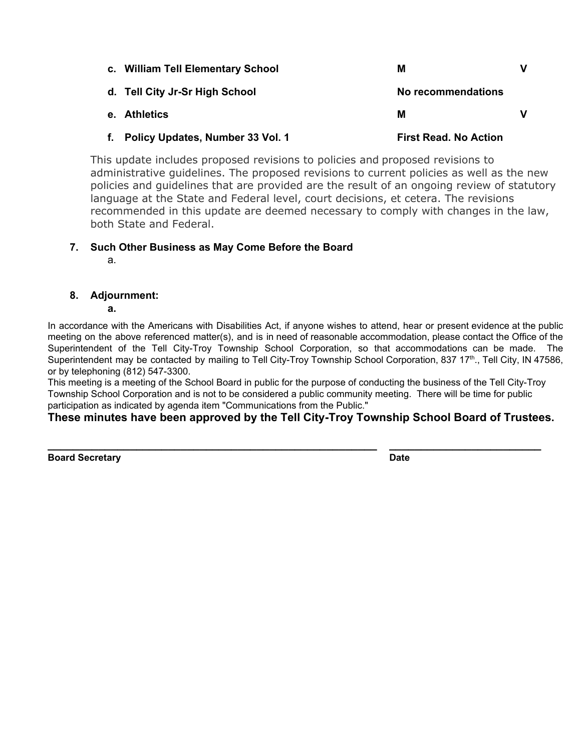c. **William Tell Elementary School** **M** **V**

d. **Tell City Jr-Sr High School** **No recommendations**

e. **Athletics** **M** **V**

f. **Policy Updates, Number 33 Vol. 1** **First Read. No Action**

This update includes proposed revisions to policies and proposed revisions to administrative guidelines. The proposed revisions to current policies as well as the new policies and guidelines that are provided are the result of an ongoing review of statutory language at the State and Federal level, court decisions, et cetera. The revisions recommended in this update are deemed necessary to comply with changes in the law, both State and Federal.

7. **Such Other Business as May Come Before the Board**
   a.

8. **Adjournment:**
   **a.**

In accordance with the Americans with Disabilities Act, if anyone wishes to attend, hear or present evidence at the public meeting on the above referenced matter(s), and is in need of reasonable accommodation, please contact the Office of the Superintendent of the Tell City-Troy Township School Corporation, so that accommodations can be made. The Superintendent may be contacted by mailing to Tell City-Troy Township School Corporation, 837 17th., Tell City, IN 47586, or by telephoning (812) 547-3300.

This meeting is a meeting of the School Board in public for the purpose of conducting the business of the Tell City-Troy Township School Corporation and is not to be considered a public community meeting. There will be time for public participation as indicated by agenda item "Communications from the Public."

**These minutes have been approved by the Tell City-Troy Township School Board of Trustees.**

______________________________________________ ____________________

**Board Secretary** **Date**